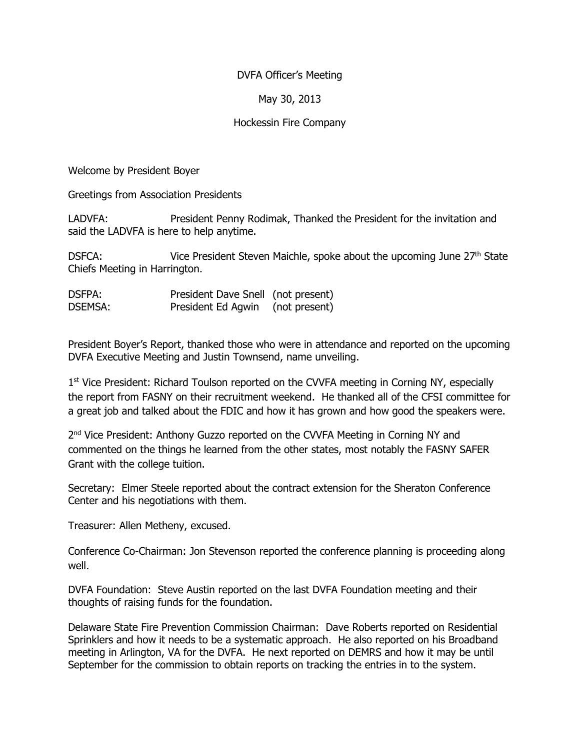DVFA Officer's Meeting

May 30, 2013

Hockessin Fire Company

Welcome by President Boyer

Greetings from Association Presidents

LADVFA: President Penny Rodimak, Thanked the President for the invitation and said the LADVFA is here to help anytime.

DSFCA: Vice President Steven Maichle, spoke about the upcoming June 27th State Chiefs Meeting in Harrington.

DSFPA: President Dave Snell (not present)
DSEMSA: President Ed Agwin (not present)

President Boyer's Report, thanked those who were in attendance and reported on the upcoming DVFA Executive Meeting and Justin Townsend, name unveiling.

1st Vice President: Richard Toulson reported on the CVVFA meeting in Corning NY, especially the report from FASNY on their recruitment weekend. He thanked all of the CFSI committee for a great job and talked about the FDIC and how it has grown and how good the speakers were.

2nd Vice President: Anthony Guzzo reported on the CVVFA Meeting in Corning NY and commented on the things he learned from the other states, most notably the FASNY SAFER Grant with the college tuition.

Secretary: Elmer Steele reported about the contract extension for the Sheraton Conference Center and his negotiations with them.

Treasurer: Allen Metheny, excused.

Conference Co-Chairman: Jon Stevenson reported the conference planning is proceeding along well.

DVFA Foundation: Steve Austin reported on the last DVFA Foundation meeting and their thoughts of raising funds for the foundation.

Delaware State Fire Prevention Commission Chairman: Dave Roberts reported on Residential Sprinklers and how it needs to be a systematic approach. He also reported on his Broadband meeting in Arlington, VA for the DVFA. He next reported on DEMRS and how it may be until September for the commission to obtain reports on tracking the entries in to the system.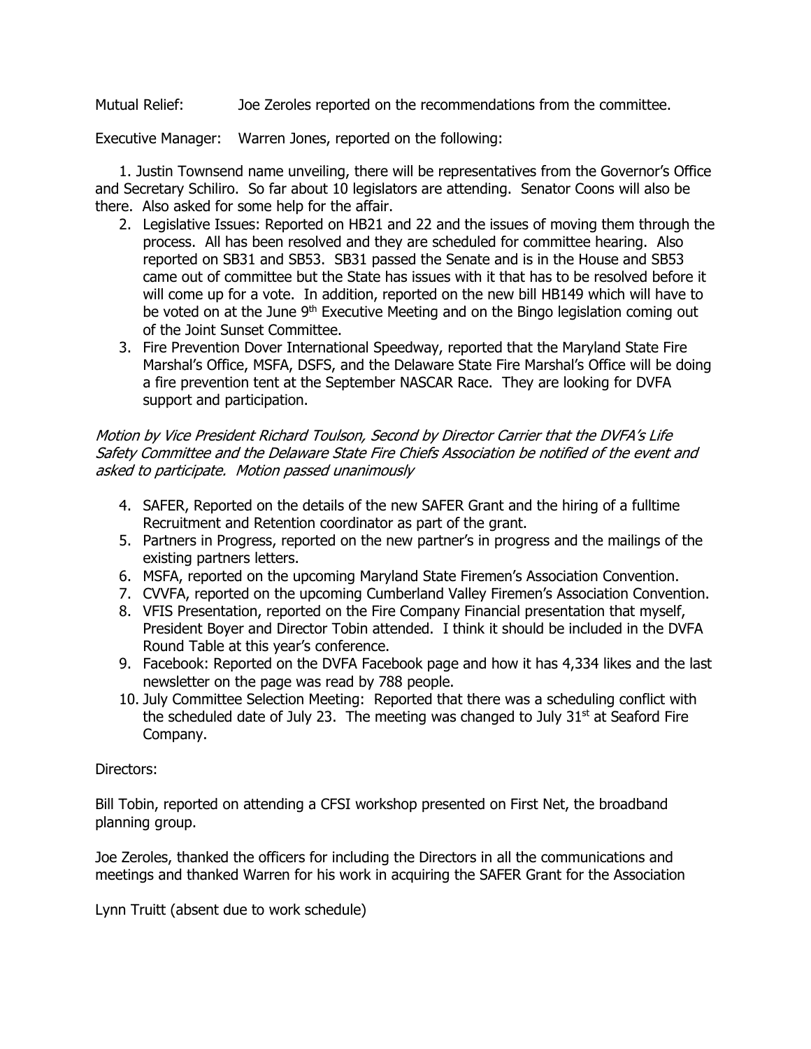Mutual Relief: Joe Zeroles reported on the recommendations from the committee.

Executive Manager: Warren Jones, reported on the following:

1. Justin Townsend name unveiling, there will be representatives from the Governor's Office and Secretary Schiliro. So far about 10 legislators are attending. Senator Coons will also be there. Also asked for some help for the affair.
2. Legislative Issues: Reported on HB21 and 22 and the issues of moving them through the process. All has been resolved and they are scheduled for committee hearing. Also reported on SB31 and SB53. SB31 passed the Senate and is in the House and SB53 came out of committee but the State has issues with it that has to be resolved before it will come up for a vote. In addition, reported on the new bill HB149 which will have to be voted on at the June 9th Executive Meeting and on the Bingo legislation coming out of the Joint Sunset Committee.
3. Fire Prevention Dover International Speedway, reported that the Maryland State Fire Marshal's Office, MSFA, DSFS, and the Delaware State Fire Marshal's Office will be doing a fire prevention tent at the September NASCAR Race. They are looking for DVFA support and participation.

*Motion by Vice President Richard Toulson, Second by Director Carrier that the DVFA's Life Safety Committee and the Delaware State Fire Chiefs Association be notified of the event and asked to participate. Motion passed unanimously*

4. SAFER, Reported on the details of the new SAFER Grant and the hiring of a fulltime Recruitment and Retention coordinator as part of the grant.
5. Partners in Progress, reported on the new partner's in progress and the mailings of the existing partners letters.
6. MSFA, reported on the upcoming Maryland State Firemen's Association Convention.
7. CVVFA, reported on the upcoming Cumberland Valley Firemen's Association Convention.
8. VFIS Presentation, reported on the Fire Company Financial presentation that myself, President Boyer and Director Tobin attended. I think it should be included in the DVFA Round Table at this year's conference.
9. Facebook: Reported on the DVFA Facebook page and how it has 4,334 likes and the last newsletter on the page was read by 788 people.
10. July Committee Selection Meeting: Reported that there was a scheduling conflict with the scheduled date of July 23. The meeting was changed to July 31st at Seaford Fire Company.

Directors:

Bill Tobin, reported on attending a CFSI workshop presented on First Net, the broadband planning group.

Joe Zeroles, thanked the officers for including the Directors in all the communications and meetings and thanked Warren for his work in acquiring the SAFER Grant for the Association

Lynn Truitt (absent due to work schedule)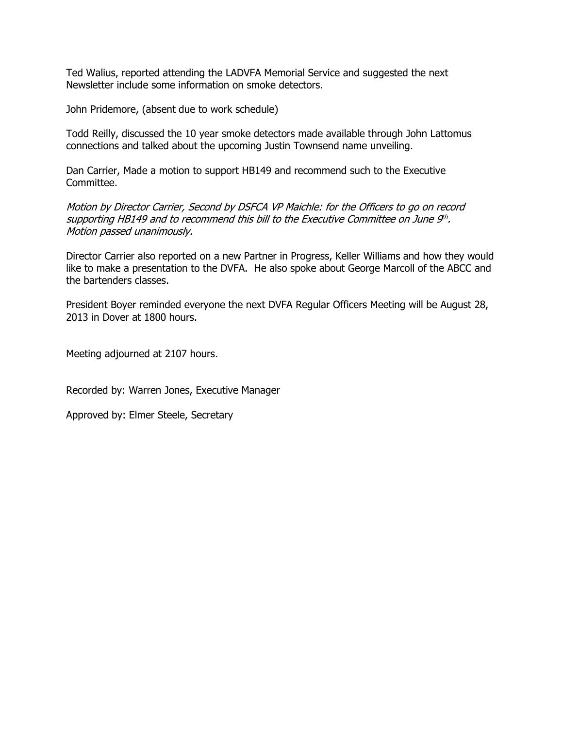Ted Walius, reported attending the LADVFA Memorial Service and suggested the next Newsletter include some information on smoke detectors.

John Pridemore, (absent due to work schedule)

Todd Reilly, discussed the 10 year smoke detectors made available through John Lattomus connections and talked about the upcoming Justin Townsend name unveiling.

Dan Carrier, Made a motion to support HB149 and recommend such to the Executive Committee.

*Motion by Director Carrier, Second by DSFCA VP Maichle: for the Officers to go on record supporting HB149 and to recommend this bill to the Executive Committee on June 9th. Motion passed unanimously.*

Director Carrier also reported on a new Partner in Progress, Keller Williams and how they would like to make a presentation to the DVFA. He also spoke about George Marcoll of the ABCC and the bartenders classes.

President Boyer reminded everyone the next DVFA Regular Officers Meeting will be August 28, 2013 in Dover at 1800 hours.

Meeting adjourned at 2107 hours.

Recorded by: Warren Jones, Executive Manager

Approved by: Elmer Steele, Secretary